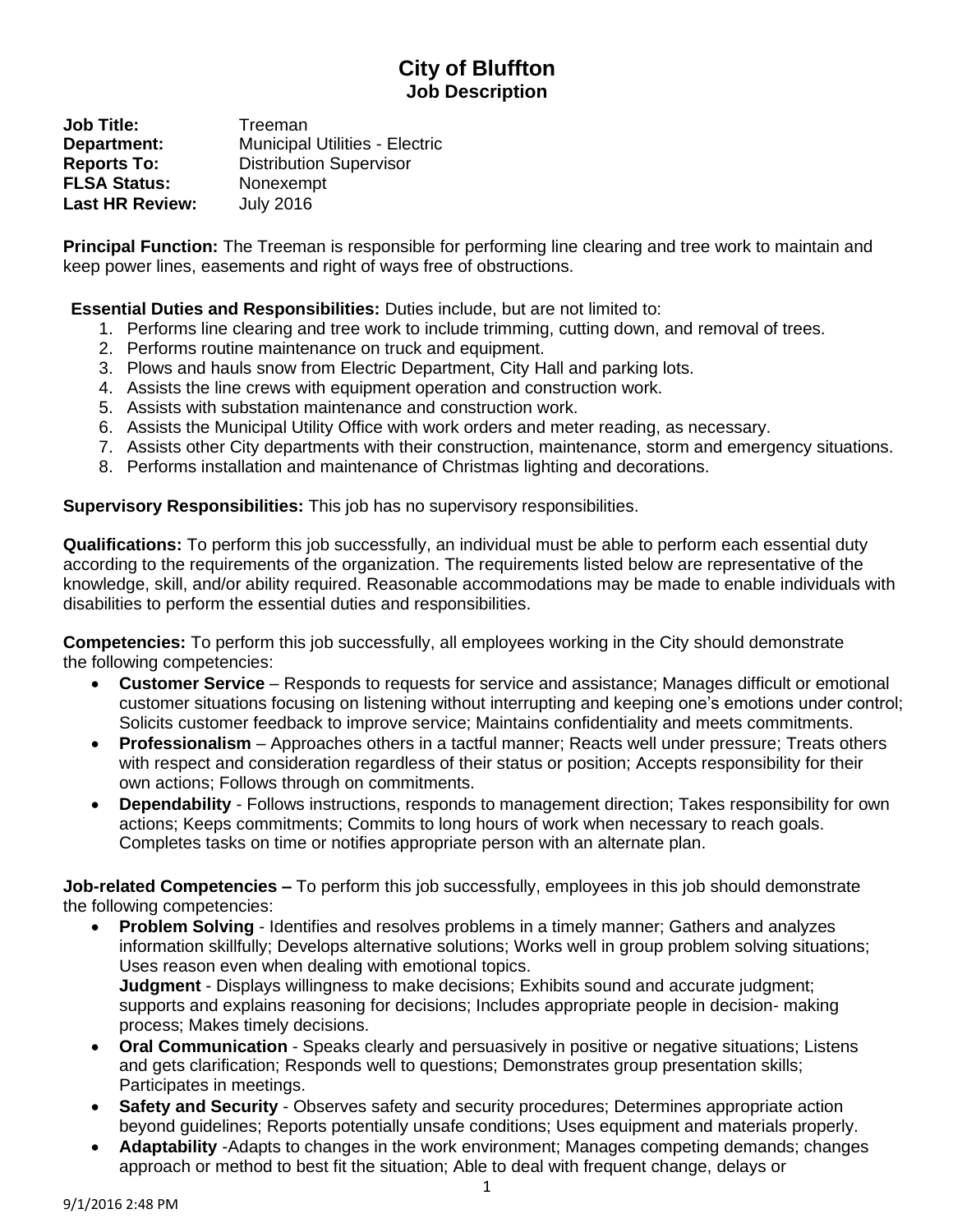# City of Bluffton
## Job Description

**Job Title:** Treeman
**Department:** Municipal Utilities - Electric
**Reports To:** Distribution Supervisor
**FLSA Status:** Nonexempt
**Last HR Review:** July 2016

**Principal Function:** The Treeman is responsible for performing line clearing and tree work to maintain and keep power lines, easements and right of ways free of obstructions.

**Essential Duties and Responsibilities:** Duties include, but are not limited to:

1. Performs line clearing and tree work to include trimming, cutting down, and removal of trees.
2. Performs routine maintenance on truck and equipment.
3. Plows and hauls snow from Electric Department, City Hall and parking lots.
4. Assists the line crews with equipment operation and construction work.
5. Assists with substation maintenance and construction work.
6. Assists the Municipal Utility Office with work orders and meter reading, as necessary.
7. Assists other City departments with their construction, maintenance, storm and emergency situations.
8. Performs installation and maintenance of Christmas lighting and decorations.

**Supervisory Responsibilities:** This job has no supervisory responsibilities.

**Qualifications:** To perform this job successfully, an individual must be able to perform each essential duty according to the requirements of the organization. The requirements listed below are representative of the knowledge, skill, and/or ability required. Reasonable accommodations may be made to enable individuals with disabilities to perform the essential duties and responsibilities.

**Competencies:** To perform this job successfully, all employees working in the City should demonstrate the following competencies:

- **Customer Service** – Responds to requests for service and assistance; Manages difficult or emotional customer situations focusing on listening without interrupting and keeping one's emotions under control; Solicits customer feedback to improve service; Maintains confidentiality and meets commitments.
- **Professionalism** – Approaches others in a tactful manner; Reacts well under pressure; Treats others with respect and consideration regardless of their status or position; Accepts responsibility for their own actions; Follows through on commitments.
- **Dependability** - Follows instructions, responds to management direction; Takes responsibility for own actions; Keeps commitments; Commits to long hours of work when necessary to reach goals. Completes tasks on time or notifies appropriate person with an alternate plan.

**Job-related Competencies –** To perform this job successfully, employees in this job should demonstrate the following competencies:

- **Problem Solving** - Identifies and resolves problems in a timely manner; Gathers and analyzes information skillfully; Develops alternative solutions; Works well in group problem solving situations; Uses reason even when dealing with emotional topics.
  **Judgment** - Displays willingness to make decisions; Exhibits sound and accurate judgment; supports and explains reasoning for decisions; Includes appropriate people in decision- making process; Makes timely decisions.
- **Oral Communication** - Speaks clearly and persuasively in positive or negative situations; Listens and gets clarification; Responds well to questions; Demonstrates group presentation skills; Participates in meetings.
- **Safety and Security** - Observes safety and security procedures; Determines appropriate action beyond guidelines; Reports potentially unsafe conditions; Uses equipment and materials properly.
- **Adaptability** -Adapts to changes in the work environment; Manages competing demands; changes approach or method to best fit the situation; Able to deal with frequent change, delays or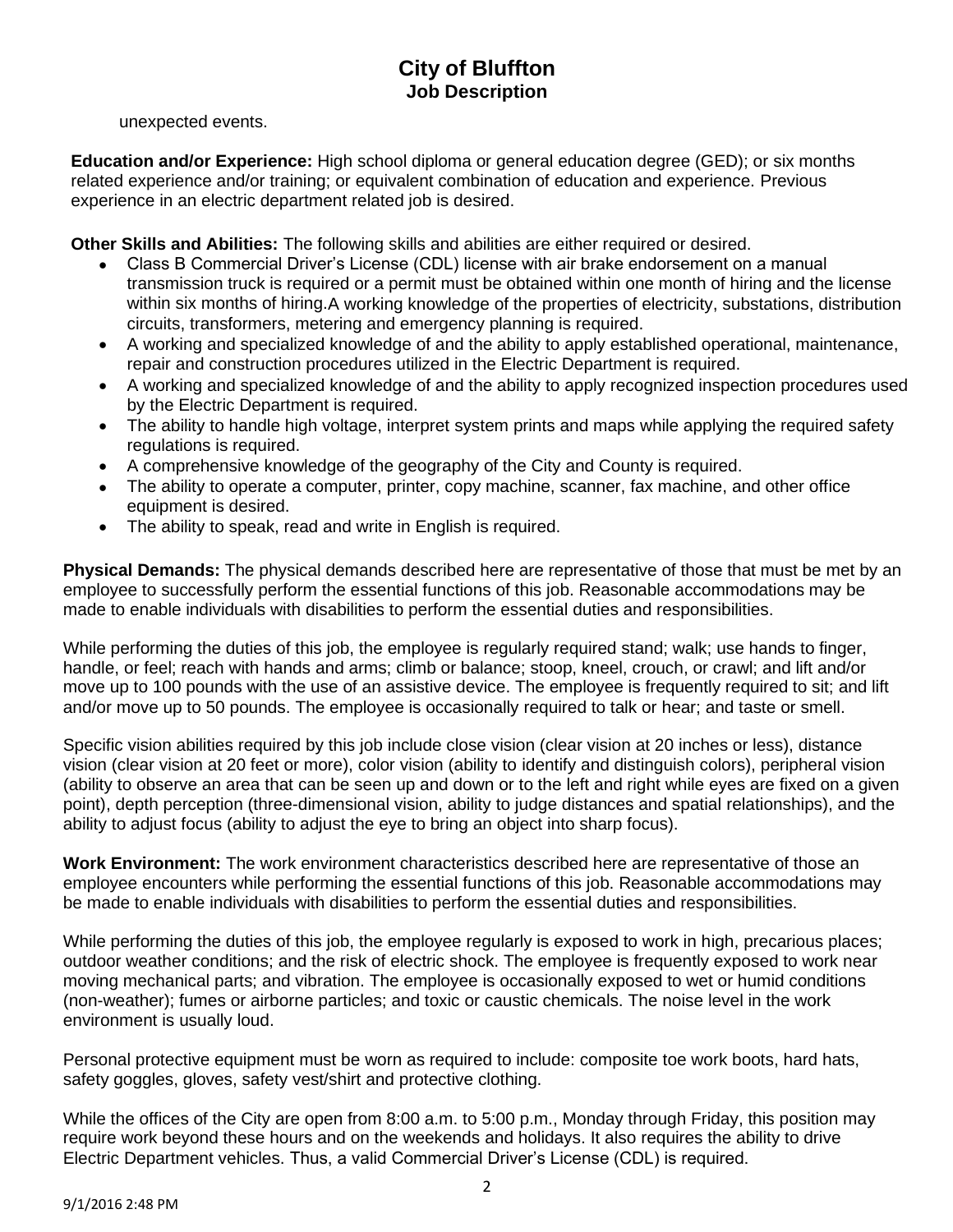unexpected events.

**Education and/or Experience:** High school diploma or general education degree (GED); or six months related experience and/or training; or equivalent combination of education and experience. Previous experience in an electric department related job is desired.

**Other Skills and Abilities:** The following skills and abilities are either required or desired.

- Class B Commercial Driver's License (CDL) license with air brake endorsement on a manual transmission truck is required or a permit must be obtained within one month of hiring and the license within six months of hiring.A working knowledge of the properties of electricity, substations, distribution circuits, transformers, metering and emergency planning is required.
- A working and specialized knowledge of and the ability to apply established operational, maintenance, repair and construction procedures utilized in the Electric Department is required.
- A working and specialized knowledge of and the ability to apply recognized inspection procedures used by the Electric Department is required.
- The ability to handle high voltage, interpret system prints and maps while applying the required safety regulations is required.
- A comprehensive knowledge of the geography of the City and County is required.
- The ability to operate a computer, printer, copy machine, scanner, fax machine, and other office equipment is desired.
- The ability to speak, read and write in English is required.

**Physical Demands:** The physical demands described here are representative of those that must be met by an employee to successfully perform the essential functions of this job. Reasonable accommodations may be made to enable individuals with disabilities to perform the essential duties and responsibilities.

While performing the duties of this job, the employee is regularly required stand; walk; use hands to finger, handle, or feel; reach with hands and arms; climb or balance; stoop, kneel, crouch, or crawl; and lift and/or move up to 100 pounds with the use of an assistive device. The employee is frequently required to sit; and lift and/or move up to 50 pounds. The employee is occasionally required to talk or hear; and taste or smell.

Specific vision abilities required by this job include close vision (clear vision at 20 inches or less), distance vision (clear vision at 20 feet or more), color vision (ability to identify and distinguish colors), peripheral vision (ability to observe an area that can be seen up and down or to the left and right while eyes are fixed on a given point), depth perception (three-dimensional vision, ability to judge distances and spatial relationships), and the ability to adjust focus (ability to adjust the eye to bring an object into sharp focus).

**Work Environment:** The work environment characteristics described here are representative of those an employee encounters while performing the essential functions of this job. Reasonable accommodations may be made to enable individuals with disabilities to perform the essential duties and responsibilities.

While performing the duties of this job, the employee regularly is exposed to work in high, precarious places; outdoor weather conditions; and the risk of electric shock. The employee is frequently exposed to work near moving mechanical parts; and vibration. The employee is occasionally exposed to wet or humid conditions (non-weather); fumes or airborne particles; and toxic or caustic chemicals. The noise level in the work environment is usually loud.

Personal protective equipment must be worn as required to include: composite toe work boots, hard hats, safety goggles, gloves, safety vest/shirt and protective clothing.

While the offices of the City are open from 8:00 a.m. to 5:00 p.m., Monday through Friday, this position may require work beyond these hours and on the weekends and holidays. It also requires the ability to drive Electric Department vehicles. Thus, a valid Commercial Driver's License (CDL) is required.